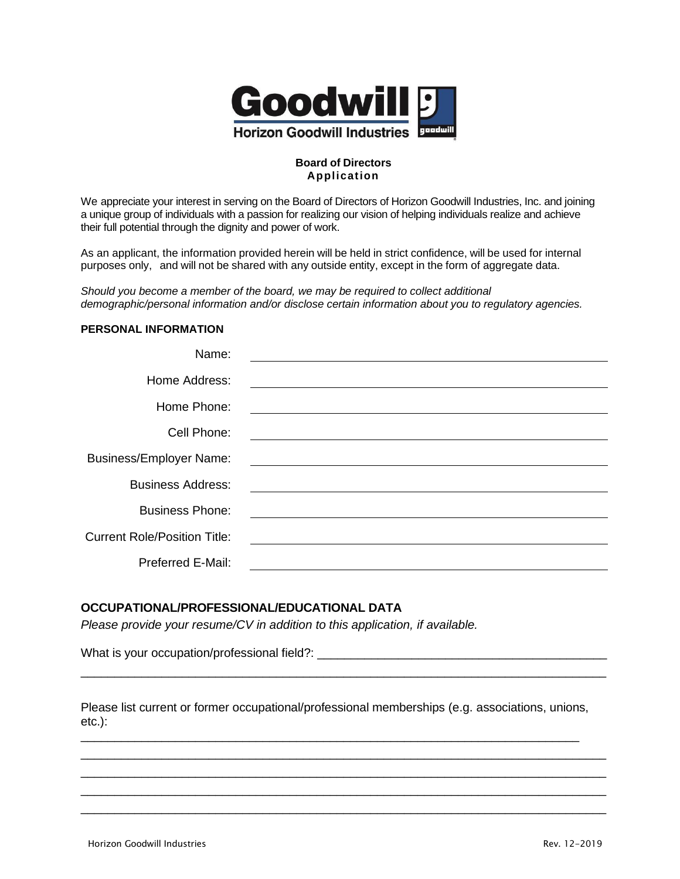Goodwill

Horizon Goodwill Industries

**Board of Directors**
**Application**

We appreciate your interest in serving on the Board of Directors of Horizon Goodwill Industries, Inc. and joining a unique group of individuals with a passion for realizing our vision of helping individuals realize and achieve their full potential through the dignity and power of work.

As an applicant, the information provided herein will be held in strict confidence, will be used for internal purposes only, and will not be shared with any outside entity, except in the form of aggregate data.

*Should you become a member of the board, we may be required to collect additional demographic/personal information and/or disclose certain information about you to regulatory agencies.*

**PERSONAL INFORMATION**

Name: ______________________________

Home Address: ______________________________

Home Phone: ______________________________

Cell Phone: ______________________________

Business/Employer Name: ______________________________

Business Address: ______________________________

Business Phone: ______________________________

Current Role/Position Title: ______________________________

Preferred E-Mail: ______________________________

## OCCUPATIONAL/PROFESSIONAL/EDUCATIONAL DATA

*Please provide your resume/CV in addition to this application, if available.*

What is your occupation/professional field?: ____________________________________________
______________________________________________________________________________

Please list current or former occupational/professional memberships (e.g. associations, unions, etc.):
______________________________________________________________________________
______________________________________________________________________________
______________________________________________________________________________
______________________________________________________________________________
______________________________________________________________________________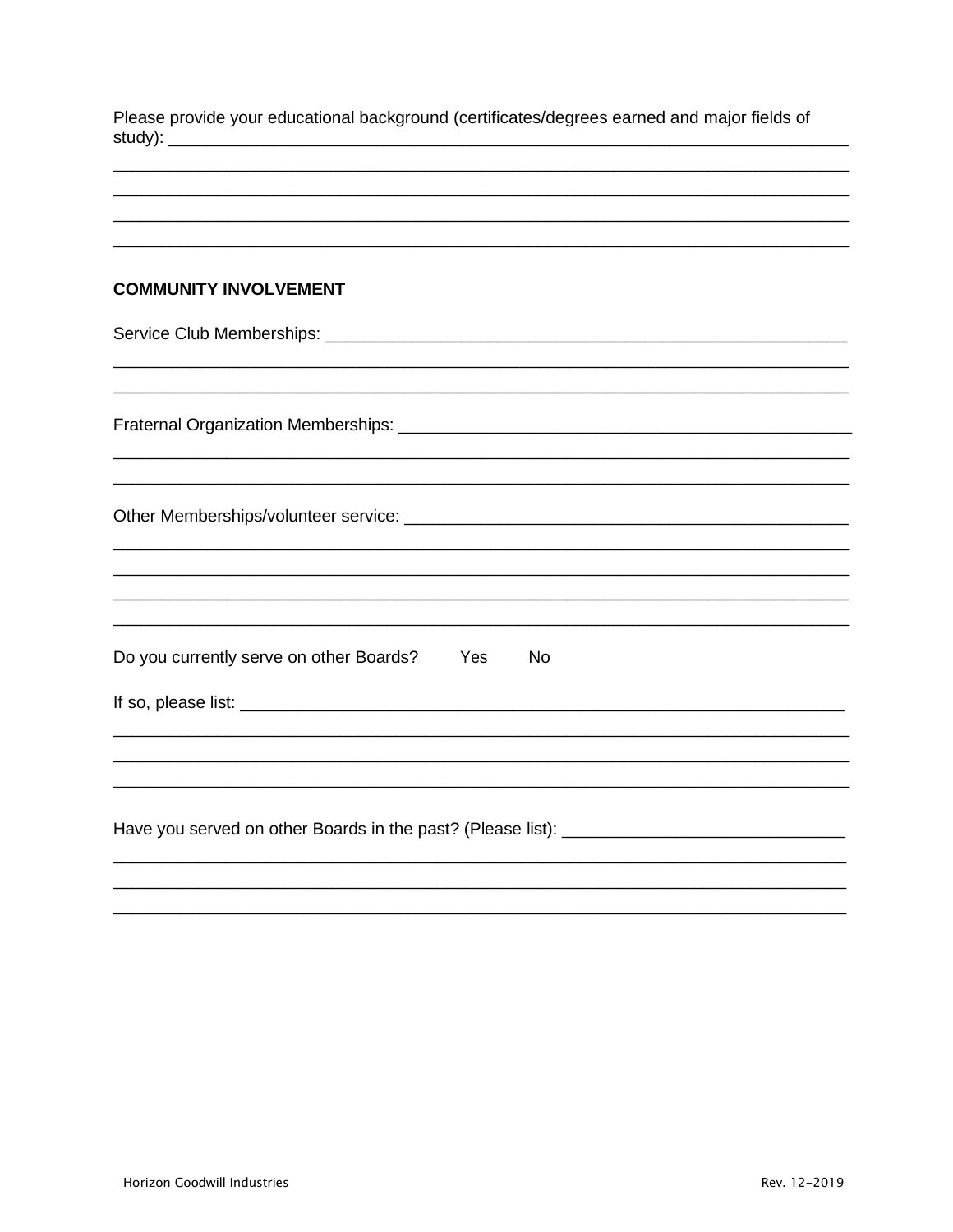Please provide your educational background (certificates/degrees earned and major fields of study): ___________________________________________________________________________
___________________________________________________________________________
___________________________________________________________________________
___________________________________________________________________________
___________________________________________________________________________

**COMMUNITY INVOLVEMENT**

Service Club Memberships: _______________________________________________________
___________________________________________________________________________
___________________________________________________________________________

Fraternal Organization Memberships: _______________________________________________
___________________________________________________________________________
___________________________________________________________________________

Other Memberships/volunteer service: ______________________________________________
___________________________________________________________________________
___________________________________________________________________________
___________________________________________________________________________
___________________________________________________________________________

Do you currently serve on other Boards? Yes No

If so, please list: _______________________________________________________________
___________________________________________________________________________
___________________________________________________________________________
___________________________________________________________________________

Have you served on other Boards in the past? (Please list): ___________________________
___________________________________________________________________________
___________________________________________________________________________
___________________________________________________________________________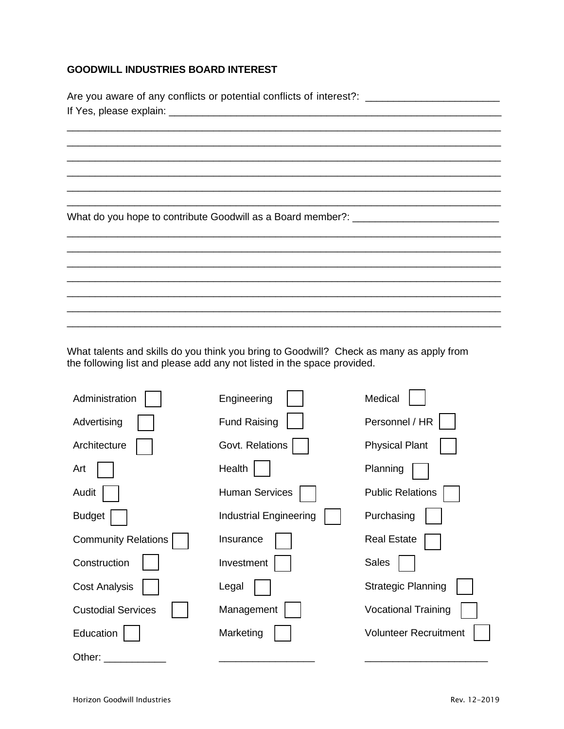**GOODWILL INDUSTRIES BOARD INTEREST**

Are you aware of any conflicts or potential conflicts of interest?: _______________________

If Yes, please explain: ____________________________________________________________

________________________________________________________________________________

________________________________________________________________________________

________________________________________________________________________________

________________________________________________________________________________

________________________________________________________________________________

________________________________________________________________________________

What do you hope to contribute Goodwill as a Board member?: __________________________

________________________________________________________________________________

________________________________________________________________________________

________________________________________________________________________________

________________________________________________________________________________

________________________________________________________________________________

________________________________________________________________________________

________________________________________________________________________________

What talents and skills do you think you bring to Goodwill? Check as many as apply from the following list and please add any not listed in the space provided.

| | | |
|---|---|---|
| Administration ☐ | Engineering ☐ | Medical ☐ |
| Advertising ☐ | Fund Raising ☐ | Personnel / HR ☐ |
| Architecture ☐ | Govt. Relations ☐ | Physical Plant ☐ |
| Art ☐ | Health ☐ | Planning ☐ |
| Audit ☐ | Human Services ☐ | Public Relations ☐ |
| Budget ☐ | Industrial Engineering ☐ | Purchasing ☐ |
| Community Relations ☐ | Insurance ☐ | Real Estate ☐ |
| Construction ☐ | Investment ☐ | Sales ☐ |
| Cost Analysis ☐ | Legal ☐ | Strategic Planning ☐ |
| Custodial Services ☐ | Management ☐ | Vocational Training ☐ |
| Education ☐ | Marketing ☐ | Volunteer Recruitment ☐ |
| Other: ___________ | _________________ | ______________________ |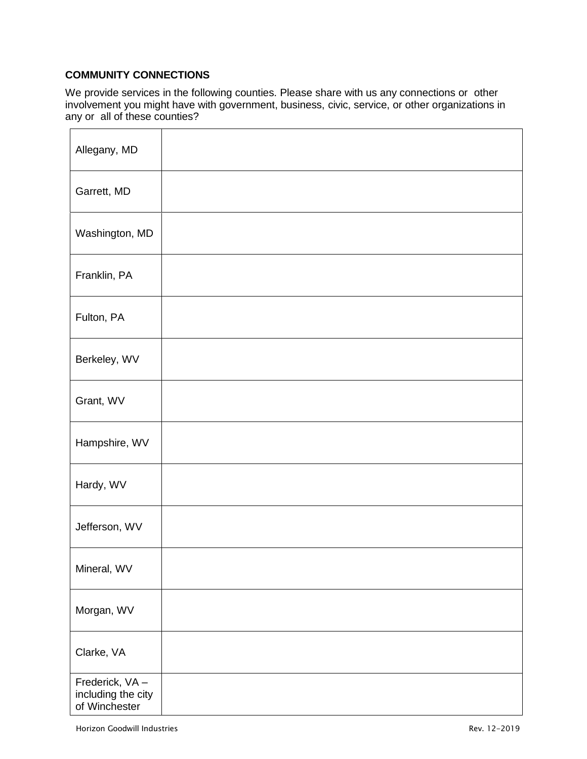**COMMUNITY CONNECTIONS**

We provide services in the following counties. Please share with us any connections or other involvement you might have with government, business, civic, service, or other organizations in any or all of these counties?

| | |
|---|---|
| Allegany, MD | |
| Garrett, MD | |
| Washington, MD | |
| Franklin, PA | |
| Fulton, PA | |
| Berkeley, WV | |
| Grant, WV | |
| Hampshire, WV | |
| Hardy, WV | |
| Jefferson, WV | |
| Mineral, WV | |
| Morgan, WV | |
| Clarke, VA | |
| Frederick, VA – including the city of Winchester | |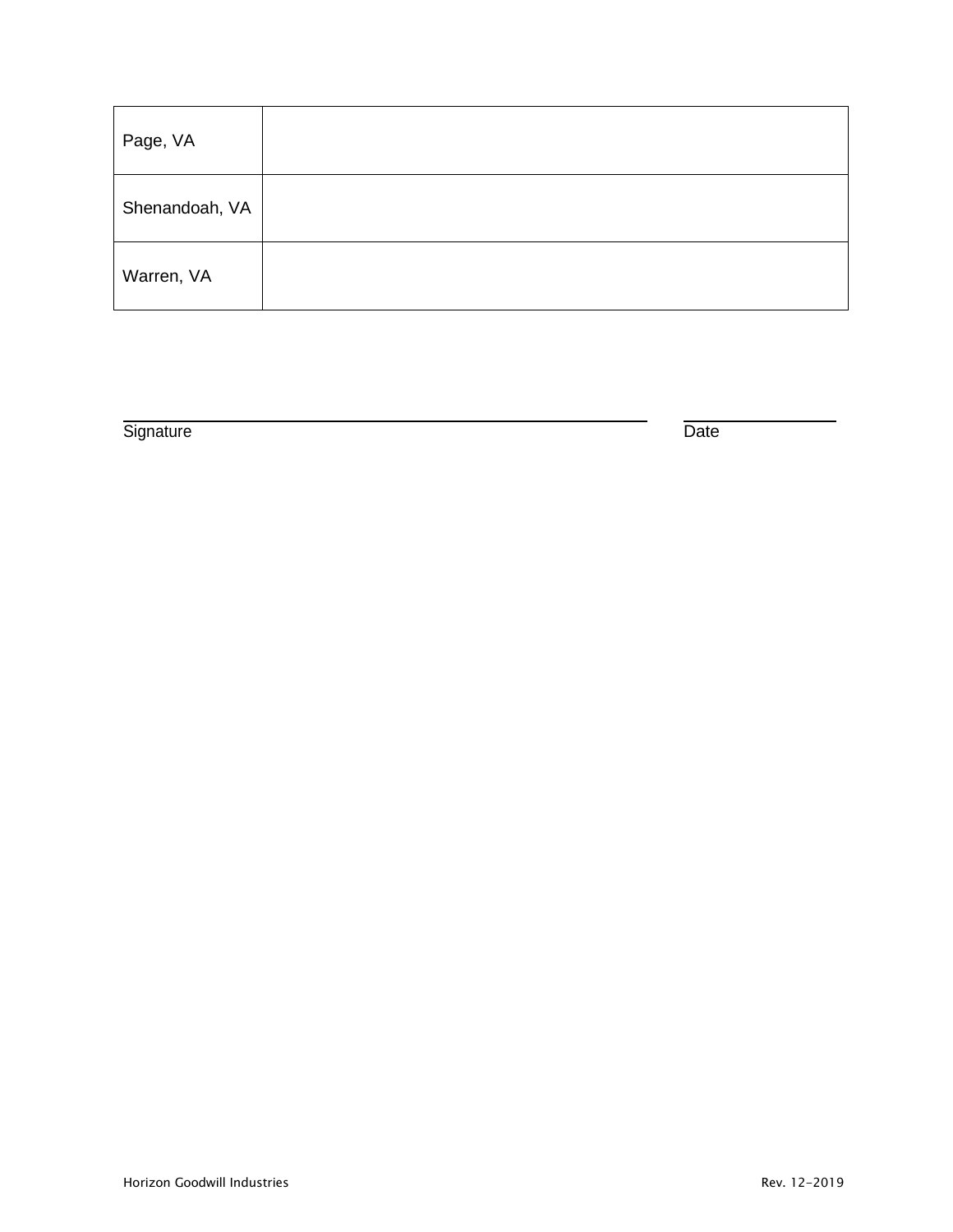| | |
|---|---|
| Page, VA | |
| Shenandoah, VA | |
| Warren, VA | |

______________________________________________ ______________

Signature Date